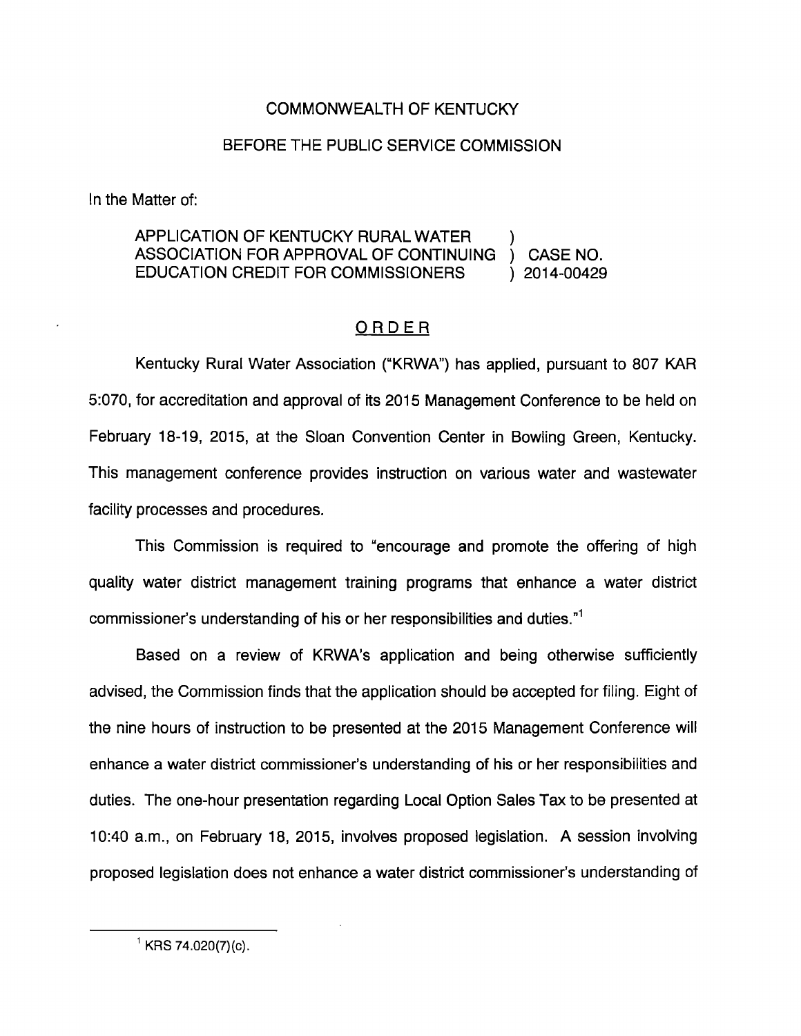COMMONWEALTH OF KENTUCKY

BEFORE THE PUBLIC SERVICE COMMISSION

In the Matter of:

| | | |
|---|---|---|
| APPLICATION OF KENTUCKY RURAL WATER ASSOCIATION FOR APPROVAL OF CONTINUING EDUCATION CREDIT FOR COMMISSIONERS | ) ) ) | CASE NO. 2014-00429 |

## ORDER

Kentucky Rural Water Association ("KRWA") has applied, pursuant to 807 KAR 5:070, for accreditation and approval of its 2015 Management Conference to be held on February 18-19, 2015, at the Sloan Convention Center in Bowling Green, Kentucky. This management conference provides instruction on various water and wastewater facility processes and procedures.

This Commission is required to "encourage and promote the offering of high quality water district management training programs that enhance a water district commissioner's understanding of his or her responsibilities and duties."[1]

Based on a review of KRWA's application and being otherwise sufficiently advised, the Commission finds that the application should be accepted for filing. Eight of the nine hours of instruction to be presented at the 2015 Management Conference will enhance a water district commissioner's understanding of his or her responsibilities and duties. The one-hour presentation regarding Local Option Sales Tax to be presented at 10:40 a.m., on February 18, 2015, involves proposed legislation. A session involving proposed legislation does not enhance a water district commissioner's understanding of

[1] KRS 74.020(7)(c).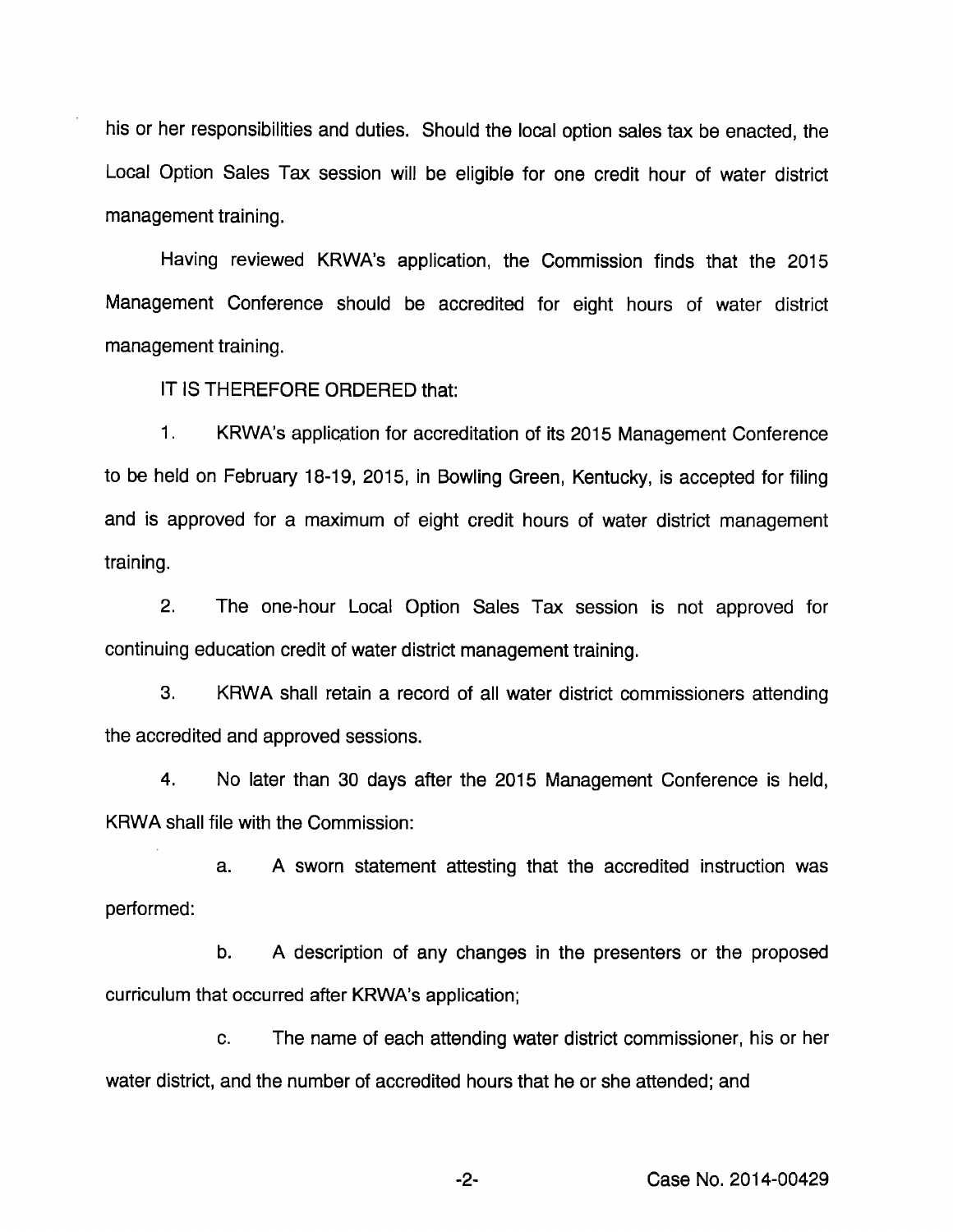his or her responsibilities and duties. Should the local option sales tax be enacted, the Local Option Sales Tax session will be eligible for one credit hour of water district management training.

Having reviewed KRWA's application, the Commission finds that the 2015 Management Conference should be accredited for eight hours of water district management training.

IT IS THEREFORE ORDERED that:

1. KRWA's application for accreditation of its 2015 Management Conference to be held on February 18-19, 2015, in Bowling Green, Kentucky, is accepted for filing and is approved for a maximum of eight credit hours of water district management training.

2. The one-hour Local Option Sales Tax session is not approved for continuing education credit of water district management training.

3. KRWA shall retain a record of all water district commissioners attending the accredited and approved sessions.

4. No later than 30 days after the 2015 Management Conference is held, KRWA shall file with the Commission:

   a. A sworn statement attesting that the accredited instruction was performed:

   b. A description of any changes in the presenters or the proposed curriculum that occurred after KRWA's application;

   c. The name of each attending water district commissioner, his or her water district, and the number of accredited hours that he or she attended; and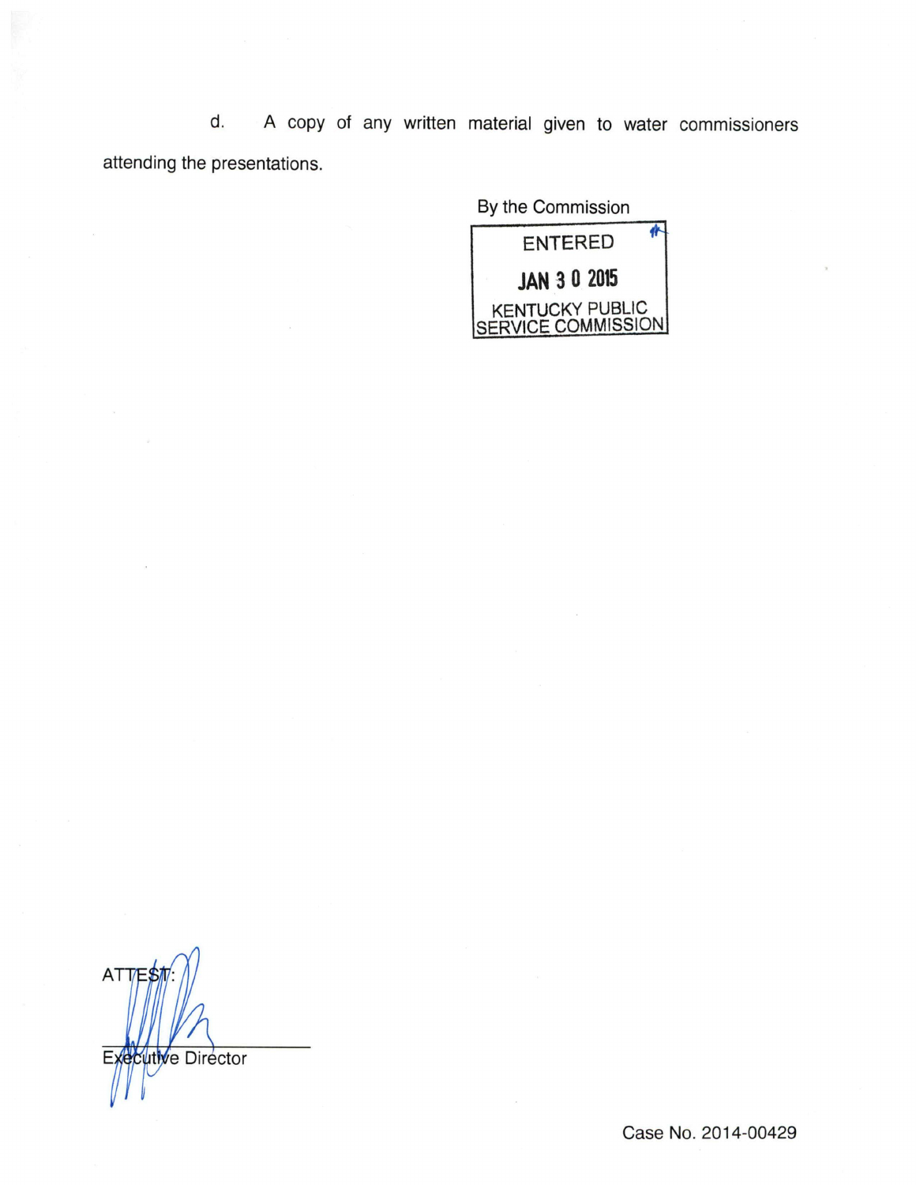d. A copy of any written material given to water commissioners attending the presentations.

By the Commission

ENTERED

JAN 30 2015

KENTUCKY PUBLIC SERVICE COMMISSION

ATTEST:

Executive Director

Case No. 2014-00429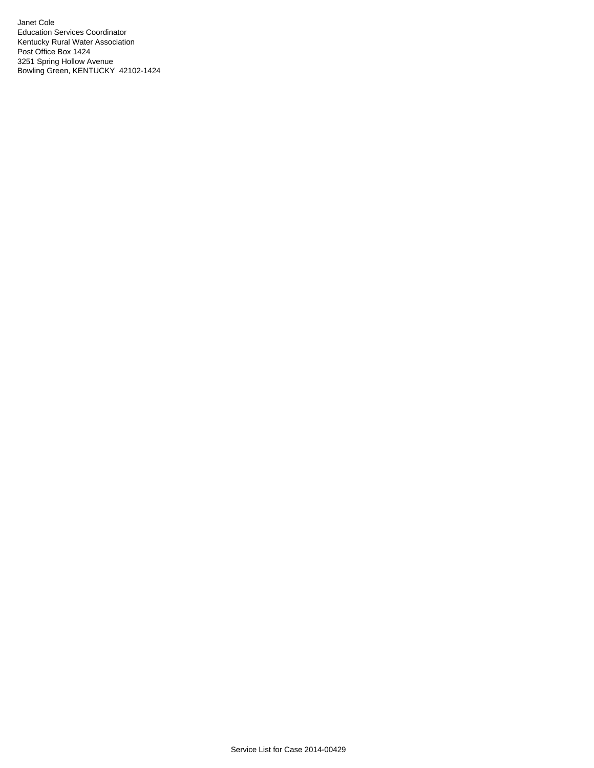Janet Cole
Education Services Coordinator
Kentucky Rural Water Association
Post Office Box 1424
3251 Spring Hollow Avenue
Bowling Green, KENTUCKY  42102-1424